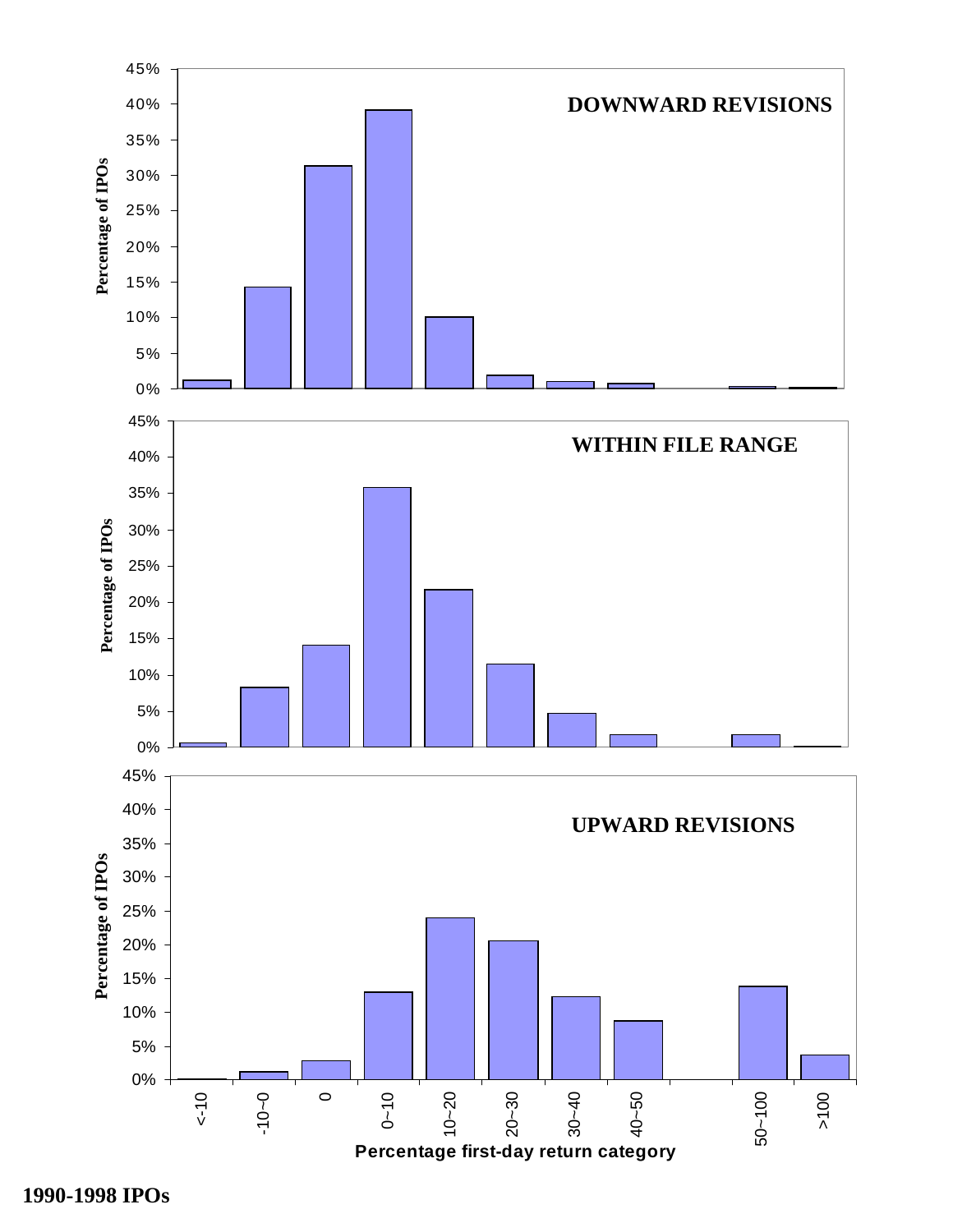**1990-1998 IPOs**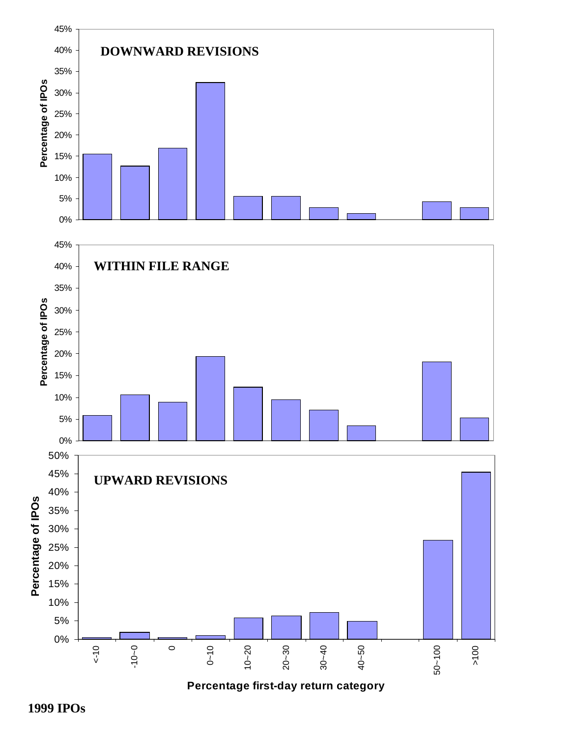**DOWNWARD REVISIONS**

**WITHIN FILE RANGE**

**UPWARD REVISIONS**

Percentage of IPOs

Percentage first-day return category

**1999 IPOs**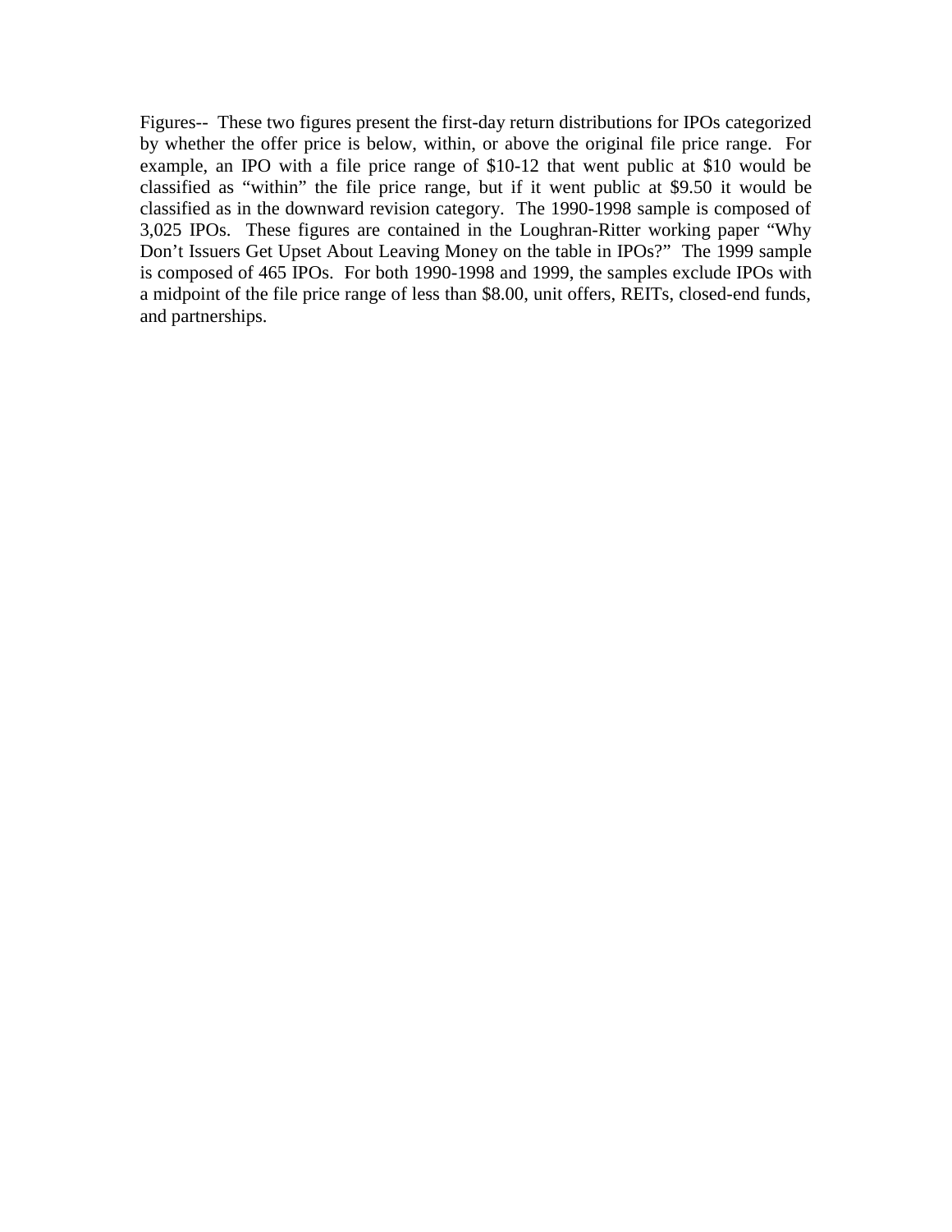Figures-- These two figures present the first-day return distributions for IPOs categorized by whether the offer price is below, within, or above the original file price range. For example, an IPO with a file price range of $10-12 that went public at $10 would be classified as "within" the file price range, but if it went public at $9.50 it would be classified as in the downward revision category. The 1990-1998 sample is composed of 3,025 IPOs. These figures are contained in the Loughran-Ritter working paper "Why Don't Issuers Get Upset About Leaving Money on the table in IPOs?" The 1999 sample is composed of 465 IPOs. For both 1990-1998 and 1999, the samples exclude IPOs with a midpoint of the file price range of less than $8.00, unit offers, REITs, closed-end funds, and partnerships.